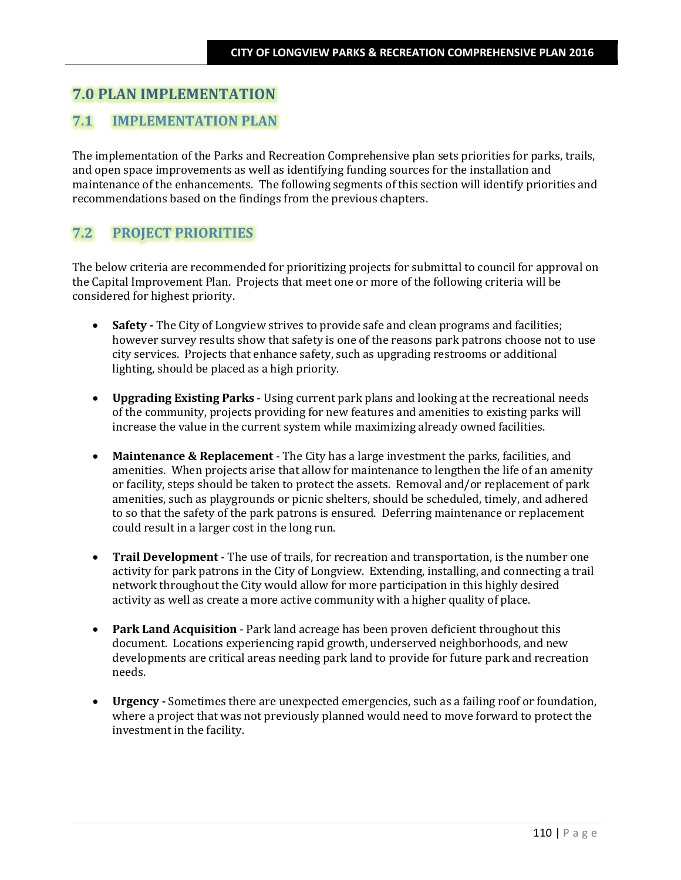# 7.0 PLAN IMPLEMENTATION

## 7.1 IMPLEMENTATION PLAN

The implementation of the Parks and Recreation Comprehensive plan sets priorities for parks, trails, and open space improvements as well as identifying funding sources for the installation and maintenance of the enhancements. The following segments of this section will identify priorities and recommendations based on the findings from the previous chapters.

## 7.2 PROJECT PRIORITIES

The below criteria are recommended for prioritizing projects for submittal to council for approval on the Capital Improvement Plan. Projects that meet one or more of the following criteria will be considered for highest priority.

- **Safety -** The City of Longview strives to provide safe and clean programs and facilities; however survey results show that safety is one of the reasons park patrons choose not to use city services. Projects that enhance safety, such as upgrading restrooms or additional lighting, should be placed as a high priority.

- **Upgrading Existing Parks** - Using current park plans and looking at the recreational needs of the community, projects providing for new features and amenities to existing parks will increase the value in the current system while maximizing already owned facilities.

- **Maintenance & Replacement** - The City has a large investment the parks, facilities, and amenities. When projects arise that allow for maintenance to lengthen the life of an amenity or facility, steps should be taken to protect the assets. Removal and/or replacement of park amenities, such as playgrounds or picnic shelters, should be scheduled, timely, and adhered to so that the safety of the park patrons is ensured. Deferring maintenance or replacement could result in a larger cost in the long run.

- **Trail Development** - The use of trails, for recreation and transportation, is the number one activity for park patrons in the City of Longview. Extending, installing, and connecting a trail network throughout the City would allow for more participation in this highly desired activity as well as create a more active community with a higher quality of place.

- **Park Land Acquisition** - Park land acreage has been proven deficient throughout this document. Locations experiencing rapid growth, underserved neighborhoods, and new developments are critical areas needing park land to provide for future park and recreation needs.

- **Urgency -** Sometimes there are unexpected emergencies, such as a failing roof or foundation, where a project that was not previously planned would need to move forward to protect the investment in the facility.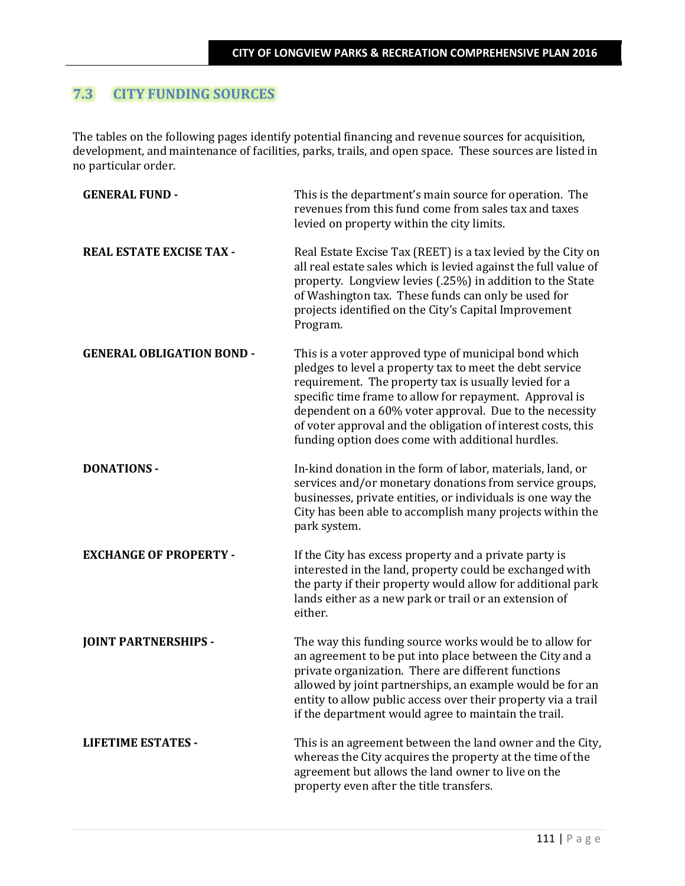## 7.3 CITY FUNDING SOURCES

The tables on the following pages identify potential financing and revenue sources for acquisition, development, and maintenance of facilities, parks, trails, and open space. These sources are listed in no particular order.

| | |
|---|---|
| **GENERAL FUND -** | This is the department's main source for operation. The revenues from this fund come from sales tax and taxes levied on property within the city limits. |
| **REAL ESTATE EXCISE TAX -** | Real Estate Excise Tax (REET) is a tax levied by the City on all real estate sales which is levied against the full value of property. Longview levies (.25%) in addition to the State of Washington tax. These funds can only be used for projects identified on the City's Capital Improvement Program. |
| **GENERAL OBLIGATION BOND -** | This is a voter approved type of municipal bond which pledges to level a property tax to meet the debt service requirement. The property tax is usually levied for a specific time frame to allow for repayment. Approval is dependent on a 60% voter approval. Due to the necessity of voter approval and the obligation of interest costs, this funding option does come with additional hurdles. |
| **DONATIONS -** | In-kind donation in the form of labor, materials, land, or services and/or monetary donations from service groups, businesses, private entities, or individuals is one way the City has been able to accomplish many projects within the park system. |
| **EXCHANGE OF PROPERTY -** | If the City has excess property and a private party is interested in the land, property could be exchanged with the party if their property would allow for additional park lands either as a new park or trail or an extension of either. |
| **JOINT PARTNERSHIPS -** | The way this funding source works would be to allow for an agreement to be put into place between the City and a private organization. There are different functions allowed by joint partnerships, an example would be for an entity to allow public access over their property via a trail if the department would agree to maintain the trail. |
| **LIFETIME ESTATES -** | This is an agreement between the land owner and the City, whereas the City acquires the property at the time of the agreement but allows the land owner to live on the property even after the title transfers. |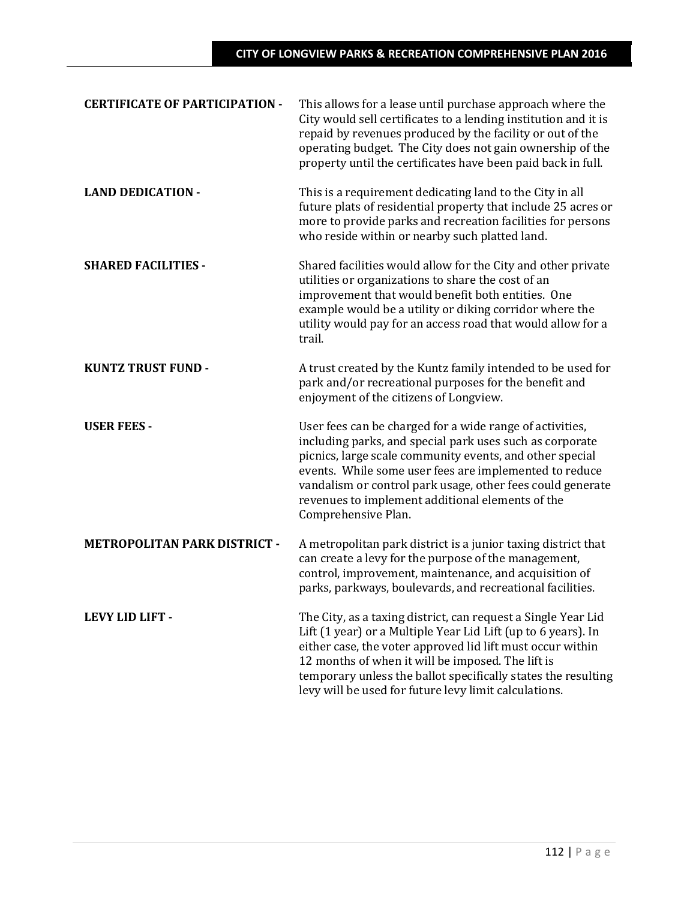**CERTIFICATE OF PARTICIPATION -** This allows for a lease until purchase approach where the City would sell certificates to a lending institution and it is repaid by revenues produced by the facility or out of the operating budget. The City does not gain ownership of the property until the certificates have been paid back in full.

**LAND DEDICATION -** This is a requirement dedicating land to the City in all future plats of residential property that include 25 acres or more to provide parks and recreation facilities for persons who reside within or nearby such platted land.

**SHARED FACILITIES -** Shared facilities would allow for the City and other private utilities or organizations to share the cost of an improvement that would benefit both entities. One example would be a utility or diking corridor where the utility would pay for an access road that would allow for a trail.

**KUNTZ TRUST FUND -** A trust created by the Kuntz family intended to be used for park and/or recreational purposes for the benefit and enjoyment of the citizens of Longview.

**USER FEES -** User fees can be charged for a wide range of activities, including parks, and special park uses such as corporate picnics, large scale community events, and other special events. While some user fees are implemented to reduce vandalism or control park usage, other fees could generate revenues to implement additional elements of the Comprehensive Plan.

**METROPOLITAN PARK DISTRICT -** A metropolitan park district is a junior taxing district that can create a levy for the purpose of the management, control, improvement, maintenance, and acquisition of parks, parkways, boulevards, and recreational facilities.

**LEVY LID LIFT -** The City, as a taxing district, can request a Single Year Lid Lift (1 year) or a Multiple Year Lid Lift (up to 6 years). In either case, the voter approved lid lift must occur within 12 months of when it will be imposed. The lift is temporary unless the ballot specifically states the resulting levy will be used for future levy limit calculations.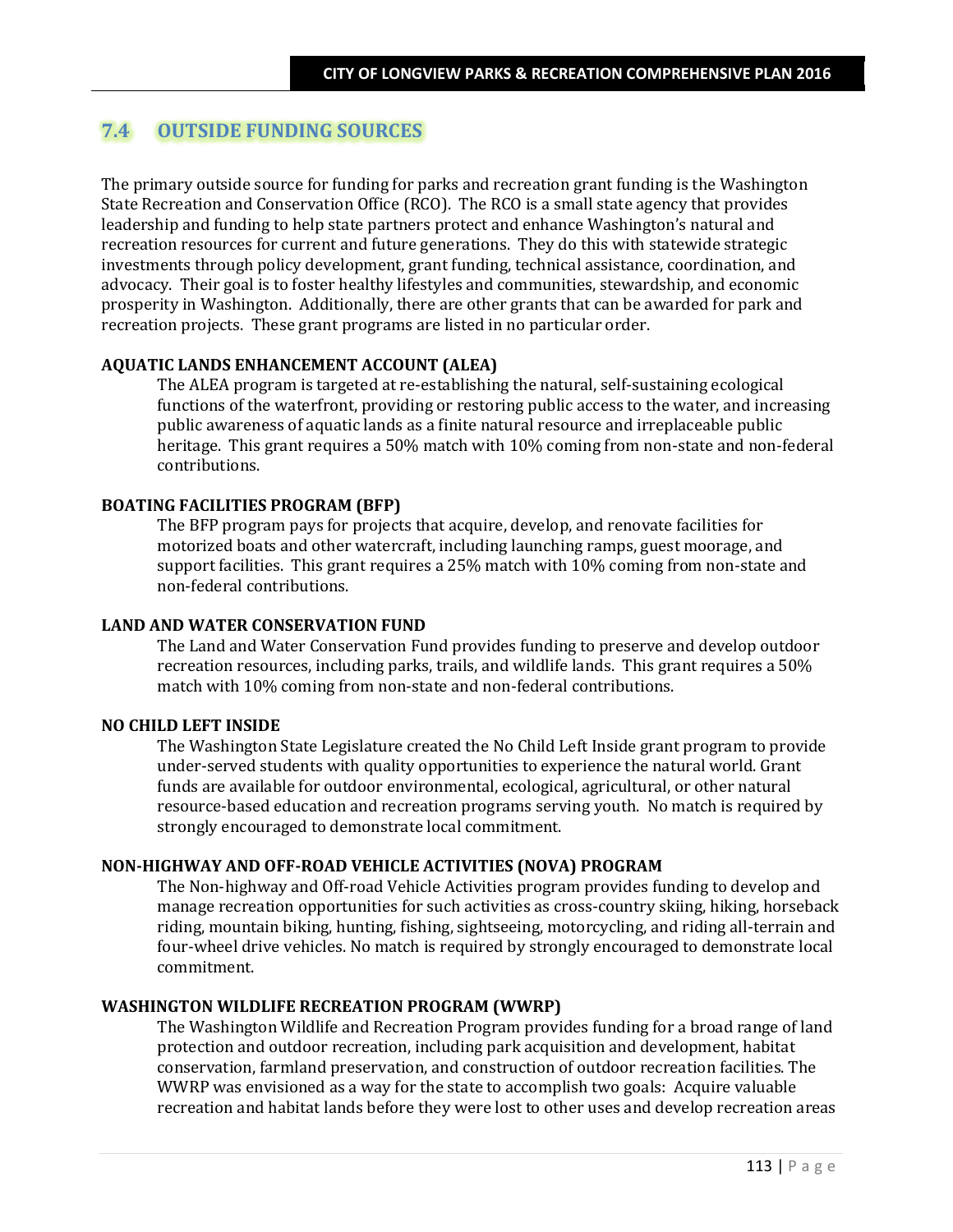## 7.4 OUTSIDE FUNDING SOURCES

The primary outside source for funding for parks and recreation grant funding is the Washington State Recreation and Conservation Office (RCO). The RCO is a small state agency that provides leadership and funding to help state partners protect and enhance Washington's natural and recreation resources for current and future generations. They do this with statewide strategic investments through policy development, grant funding, technical assistance, coordination, and advocacy. Their goal is to foster healthy lifestyles and communities, stewardship, and economic prosperity in Washington. Additionally, there are other grants that can be awarded for park and recreation projects. These grant programs are listed in no particular order.

**AQUATIC LANDS ENHANCEMENT ACCOUNT (ALEA)**

The ALEA program is targeted at re-establishing the natural, self-sustaining ecological functions of the waterfront, providing or restoring public access to the water, and increasing public awareness of aquatic lands as a finite natural resource and irreplaceable public heritage. This grant requires a 50% match with 10% coming from non-state and non-federal contributions.

**BOATING FACILITIES PROGRAM (BFP)**

The BFP program pays for projects that acquire, develop, and renovate facilities for motorized boats and other watercraft, including launching ramps, guest moorage, and support facilities. This grant requires a 25% match with 10% coming from non-state and non-federal contributions.

**LAND AND WATER CONSERVATION FUND**

The Land and Water Conservation Fund provides funding to preserve and develop outdoor recreation resources, including parks, trails, and wildlife lands. This grant requires a 50% match with 10% coming from non-state and non-federal contributions.

**NO CHILD LEFT INSIDE**

The Washington State Legislature created the No Child Left Inside grant program to provide under-served students with quality opportunities to experience the natural world. Grant funds are available for outdoor environmental, ecological, agricultural, or other natural resource-based education and recreation programs serving youth. No match is required by strongly encouraged to demonstrate local commitment.

**NON-HIGHWAY AND OFF-ROAD VEHICLE ACTIVITIES (NOVA) PROGRAM**

The Non-highway and Off-road Vehicle Activities program provides funding to develop and manage recreation opportunities for such activities as cross-country skiing, hiking, horseback riding, mountain biking, hunting, fishing, sightseeing, motorcycling, and riding all-terrain and four-wheel drive vehicles. No match is required by strongly encouraged to demonstrate local commitment.

**WASHINGTON WILDLIFE RECREATION PROGRAM (WWRP)**

The Washington Wildlife and Recreation Program provides funding for a broad range of land protection and outdoor recreation, including park acquisition and development, habitat conservation, farmland preservation, and construction of outdoor recreation facilities. The WWRP was envisioned as a way for the state to accomplish two goals: Acquire valuable recreation and habitat lands before they were lost to other uses and develop recreation areas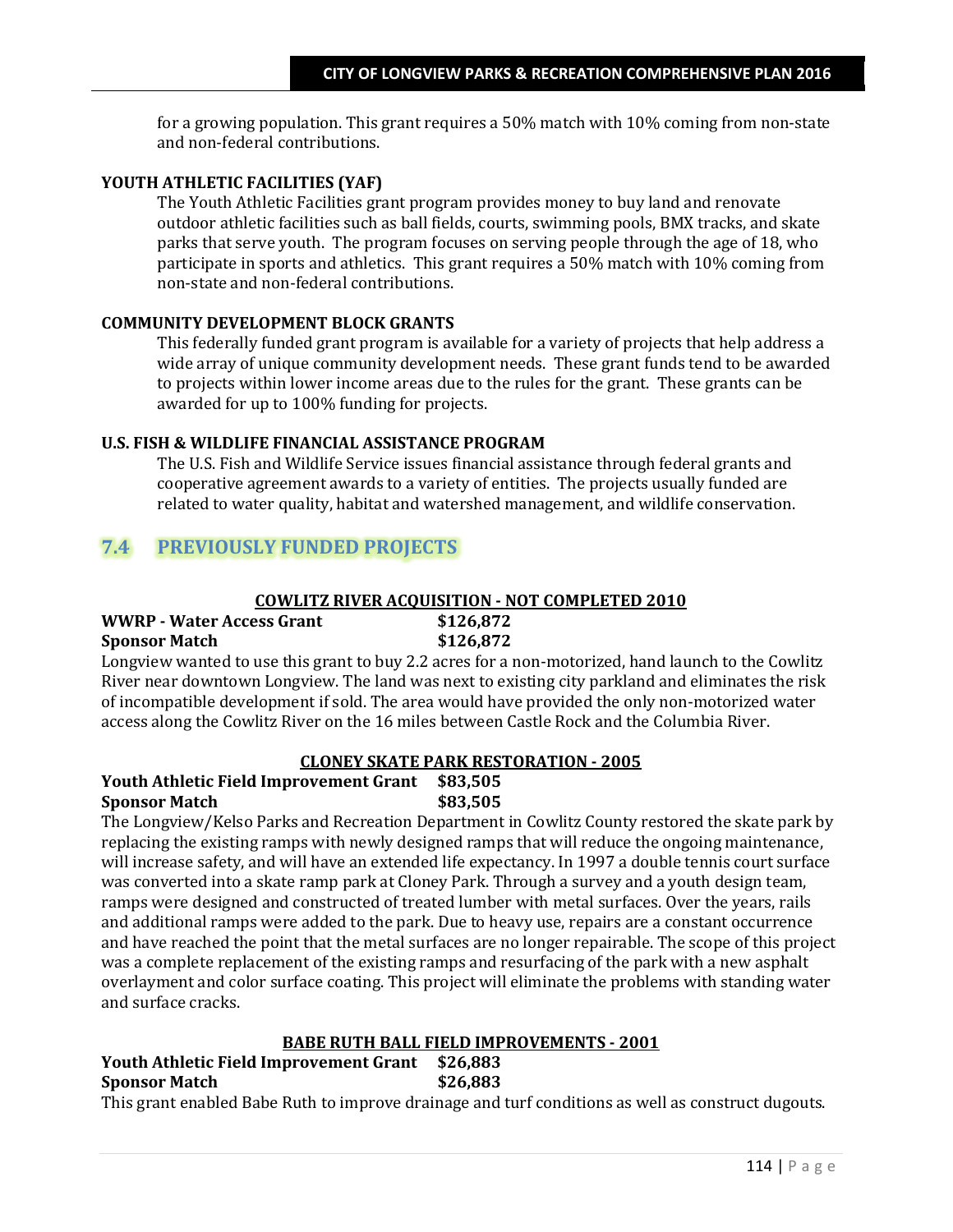for a growing population. This grant requires a 50% match with 10% coming from non-state and non-federal contributions.

**YOUTH ATHLETIC FACILITIES (YAF)**

The Youth Athletic Facilities grant program provides money to buy land and renovate outdoor athletic facilities such as ball fields, courts, swimming pools, BMX tracks, and skate parks that serve youth. The program focuses on serving people through the age of 18, who participate in sports and athletics. This grant requires a 50% match with 10% coming from non-state and non-federal contributions.

**COMMUNITY DEVELOPMENT BLOCK GRANTS**

This federally funded grant program is available for a variety of projects that help address a wide array of unique community development needs. These grant funds tend to be awarded to projects within lower income areas due to the rules for the grant. These grants can be awarded for up to 100% funding for projects.

**U.S. FISH & WILDLIFE FINANCIAL ASSISTANCE PROGRAM**

The U.S. Fish and Wildlife Service issues financial assistance through federal grants and cooperative agreement awards to a variety of entities. The projects usually funded are related to water quality, habitat and watershed management, and wildlife conservation.

## 7.4 PREVIOUSLY FUNDED PROJECTS

**COWLITZ RIVER ACQUISITION - NOT COMPLETED 2010**

**WWRP - Water Access Grant** **$126,872**
**Sponsor Match** **$126,872**

Longview wanted to use this grant to buy 2.2 acres for a non-motorized, hand launch to the Cowlitz River near downtown Longview. The land was next to existing city parkland and eliminates the risk of incompatible development if sold. The area would have provided the only non-motorized water access along the Cowlitz River on the 16 miles between Castle Rock and the Columbia River.

**CLONEY SKATE PARK RESTORATION - 2005**

**Youth Athletic Field Improvement Grant** **$83,505**
**Sponsor Match** **$83,505**

The Longview/Kelso Parks and Recreation Department in Cowlitz County restored the skate park by replacing the existing ramps with newly designed ramps that will reduce the ongoing maintenance, will increase safety, and will have an extended life expectancy. In 1997 a double tennis court surface was converted into a skate ramp park at Cloney Park. Through a survey and a youth design team, ramps were designed and constructed of treated lumber with metal surfaces. Over the years, rails and additional ramps were added to the park. Due to heavy use, repairs are a constant occurrence and have reached the point that the metal surfaces are no longer repairable. The scope of this project was a complete replacement of the existing ramps and resurfacing of the park with a new asphalt overlayment and color surface coating. This project will eliminate the problems with standing water and surface cracks.

**BABE RUTH BALL FIELD IMPROVEMENTS - 2001**

**Youth Athletic Field Improvement Grant** **$26,883**
**Sponsor Match** **$26,883**

This grant enabled Babe Ruth to improve drainage and turf conditions as well as construct dugouts.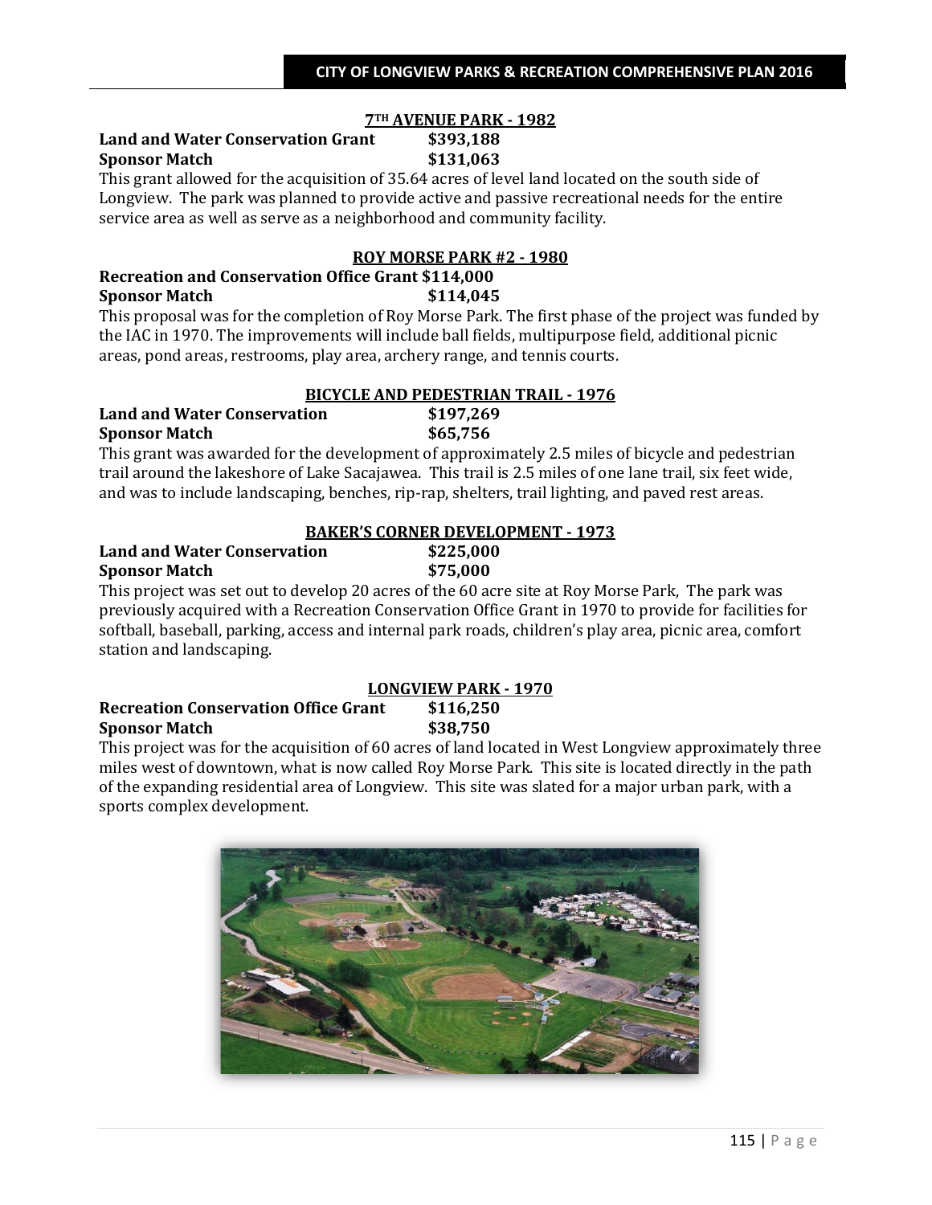### 7TH AVENUE PARK - 1982

**Land and Water Conservation Grant $393,188**
**Sponsor Match $131,063**

This grant allowed for the acquisition of 35.64 acres of level land located on the south side of Longview. The park was planned to provide active and passive recreational needs for the entire service area as well as serve as a neighborhood and community facility.

### ROY MORSE PARK #2 - 1980

**Recreation and Conservation Office Grant $114,000**
**Sponsor Match $114,045**

This proposal was for the completion of Roy Morse Park. The first phase of the project was funded by the IAC in 1970. The improvements will include ball fields, multipurpose field, additional picnic areas, pond areas, restrooms, play area, archery range, and tennis courts.

### BICYCLE AND PEDESTRIAN TRAIL - 1976

**Land and Water Conservation $197,269**
**Sponsor Match $65,756**

This grant was awarded for the development of approximately 2.5 miles of bicycle and pedestrian trail around the lakeshore of Lake Sacajawea. This trail is 2.5 miles of one lane trail, six feet wide, and was to include landscaping, benches, rip-rap, shelters, trail lighting, and paved rest areas.

### BAKER'S CORNER DEVELOPMENT - 1973

**Land and Water Conservation $225,000**
**Sponsor Match $75,000**

This project was set out to develop 20 acres of the 60 acre site at Roy Morse Park, The park was previously acquired with a Recreation Conservation Office Grant in 1970 to provide for facilities for softball, baseball, parking, access and internal park roads, children's play area, picnic area, comfort station and landscaping.

### LONGVIEW PARK - 1970

**Recreation Conservation Office Grant $116,250**
**Sponsor Match $38,750**

This project was for the acquisition of 60 acres of land located in West Longview approximately three miles west of downtown, what is now called Roy Morse Park. This site is located directly in the path of the expanding residential area of Longview. This site was slated for a major urban park, with a sports complex development.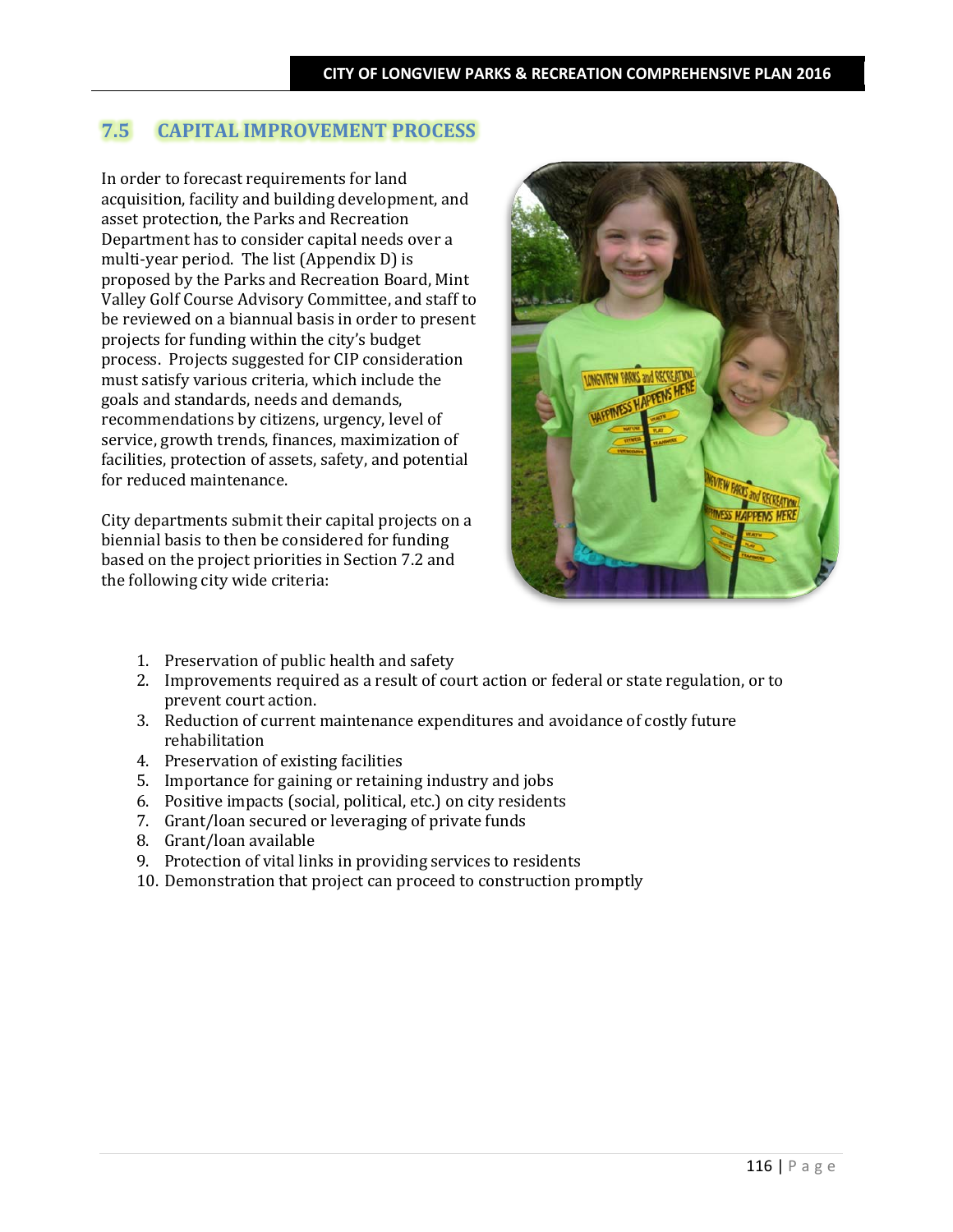## 7.5 CAPITAL IMPROVEMENT PROCESS

In order to forecast requirements for land acquisition, facility and building development, and asset protection, the Parks and Recreation Department has to consider capital needs over a multi-year period. The list (Appendix D) is proposed by the Parks and Recreation Board, Mint Valley Golf Course Advisory Committee, and staff to be reviewed on a biannual basis in order to present projects for funding within the city's budget process. Projects suggested for CIP consideration must satisfy various criteria, which include the goals and standards, needs and demands, recommendations by citizens, urgency, level of service, growth trends, finances, maximization of facilities, protection of assets, safety, and potential for reduced maintenance.

City departments submit their capital projects on a biennial basis to then be considered for funding based on the project priorities in Section 7.2 and the following city wide criteria:

1. Preservation of public health and safety
2. Improvements required as a result of court action or federal or state regulation, or to prevent court action.
3. Reduction of current maintenance expenditures and avoidance of costly future rehabilitation
4. Preservation of existing facilities
5. Importance for gaining or retaining industry and jobs
6. Positive impacts (social, political, etc.) on city residents
7. Grant/loan secured or leveraging of private funds
8. Grant/loan available
9. Protection of vital links in providing services to residents
10. Demonstration that project can proceed to construction promptly